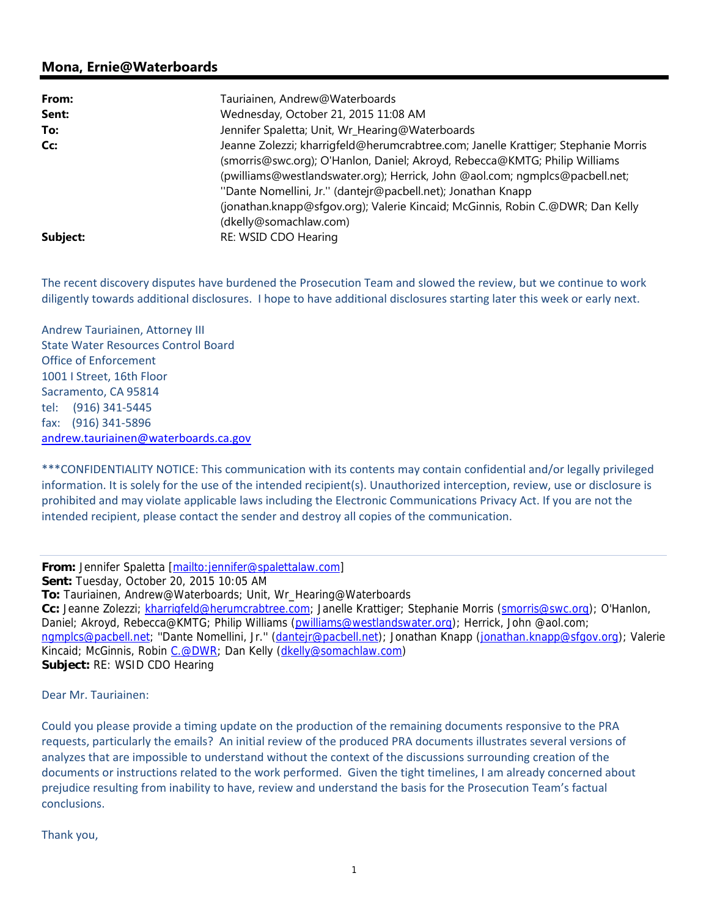## Mona, Ernie@Waterboards

**From:** Tauriainen, Andrew@Waterboards
**Sent:** Wednesday, October 21, 2015 11:08 AM
**To:** Jennifer Spaletta; Unit, Wr_Hearing@Waterboards
**Cc:** Jeanne Zolezzi; kharrigfeld@herumcrabtree.com; Janelle Krattiger; Stephanie Morris (smorris@swc.org); O'Hanlon, Daniel; Akroyd, Rebecca@KMTG; Philip Williams (pwilliams@westlandswater.org); Herrick, John @aol.com; ngmplcs@pacbell.net; ''Dante Nomellini, Jr.'' (dantejr@pacbell.net); Jonathan Knapp (jonathan.knapp@sfgov.org); Valerie Kincaid; McGinnis, Robin C.@DWR; Dan Kelly (dkelly@somachlaw.com)
**Subject:** RE: WSID CDO Hearing

The recent discovery disputes have burdened the Prosecution Team and slowed the review, but we continue to work diligently towards additional disclosures. I hope to have additional disclosures starting later this week or early next.

Andrew Tauriainen, Attorney III
State Water Resources Control Board
Office of Enforcement
1001 I Street, 16th Floor
Sacramento, CA 95814
tel: (916) 341-5445
fax: (916) 341-5896
andrew.tauriainen@waterboards.ca.gov

***CONFIDENTIALITY NOTICE: This communication with its contents may contain confidential and/or legally privileged information. It is solely for the use of the intended recipient(s). Unauthorized interception, review, use or disclosure is prohibited and may violate applicable laws including the Electronic Communications Privacy Act. If you are not the intended recipient, please contact the sender and destroy all copies of the communication.

---

**From:** Jennifer Spaletta [mailto:jennifer@spalettalaw.com]
**Sent:** Tuesday, October 20, 2015 10:05 AM
**To:** Tauriainen, Andrew@Waterboards; Unit, Wr_Hearing@Waterboards
**Cc:** Jeanne Zolezzi; kharrigfeld@herumcrabtree.com; Janelle Krattiger; Stephanie Morris (smorris@swc.org); O'Hanlon, Daniel; Akroyd, Rebecca@KMTG; Philip Williams (pwilliams@westlandswater.org); Herrick, John @aol.com; ngmplcs@pacbell.net; ''Dante Nomellini, Jr.'' (dantejr@pacbell.net); Jonathan Knapp (jonathan.knapp@sfgov.org); Valerie Kincaid; McGinnis, Robin C.@DWR; Dan Kelly (dkelly@somachlaw.com)
**Subject:** RE: WSID CDO Hearing

Dear Mr. Tauriainen:

Could you please provide a timing update on the production of the remaining documents responsive to the PRA requests, particularly the emails? An initial review of the produced PRA documents illustrates several versions of analyzes that are impossible to understand without the context of the discussions surrounding creation of the documents or instructions related to the work performed. Given the tight timelines, I am already concerned about prejudice resulting from inability to have, review and understand the basis for the Prosecution Team's factual conclusions.

Thank you,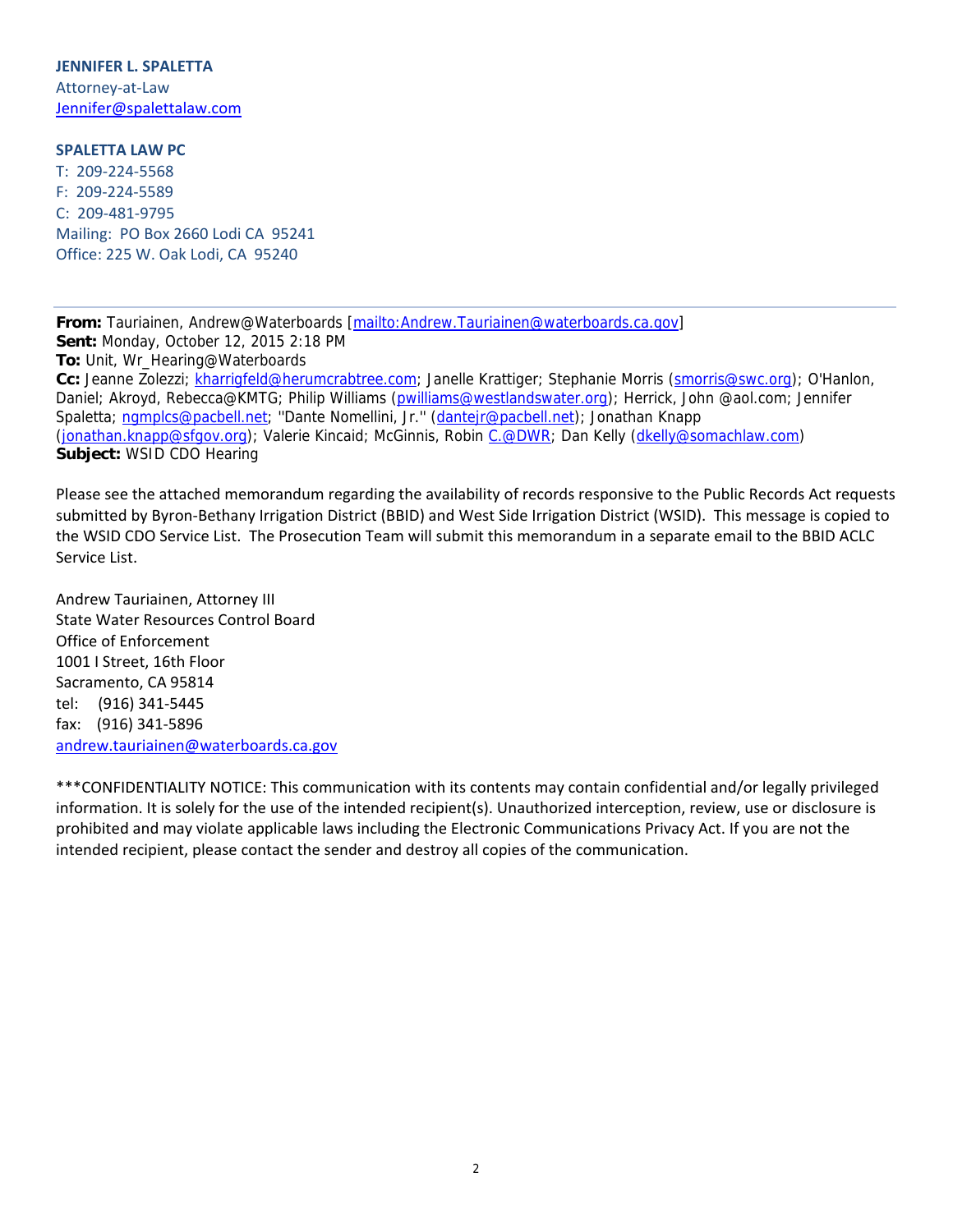**JENNIFER L. SPALETTA**
Attorney-at-Law
Jennifer@spalettalaw.com

**SPALETTA LAW PC**
T: 209-224-5568
F: 209-224-5589
C: 209-481-9795
Mailing: PO Box 2660 Lodi CA 95241
Office: 225 W. Oak Lodi, CA 95240

---

**From:** Tauriainen, Andrew@Waterboards [mailto:Andrew.Tauriainen@waterboards.ca.gov]
**Sent:** Monday, October 12, 2015 2:18 PM
**To:** Unit, Wr_Hearing@Waterboards
**Cc:** Jeanne Zolezzi; kharrigfeld@herumcrabtree.com; Janelle Krattiger; Stephanie Morris (smorris@swc.org); O'Hanlon, Daniel; Akroyd, Rebecca@KMTG; Philip Williams (pwilliams@westlandswater.org); Herrick, John @aol.com; Jennifer Spaletta; ngmplcs@pacbell.net; "Dante Nomellini, Jr." (dantejr@pacbell.net); Jonathan Knapp (jonathan.knapp@sfgov.org); Valerie Kincaid; McGinnis, Robin C.@DWR; Dan Kelly (dkelly@somachlaw.com)
**Subject:** WSID CDO Hearing

Please see the attached memorandum regarding the availability of records responsive to the Public Records Act requests submitted by Byron-Bethany Irrigation District (BBID) and West Side Irrigation District (WSID). This message is copied to the WSID CDO Service List. The Prosecution Team will submit this memorandum in a separate email to the BBID ACLC Service List.

Andrew Tauriainen, Attorney III
State Water Resources Control Board
Office of Enforcement
1001 I Street, 16th Floor
Sacramento, CA 95814
tel: (916) 341-5445
fax: (916) 341-5896
andrew.tauriainen@waterboards.ca.gov

***CONFIDENTIALITY NOTICE: This communication with its contents may contain confidential and/or legally privileged information. It is solely for the use of the intended recipient(s). Unauthorized interception, review, use or disclosure is prohibited and may violate applicable laws including the Electronic Communications Privacy Act. If you are not the intended recipient, please contact the sender and destroy all copies of the communication.